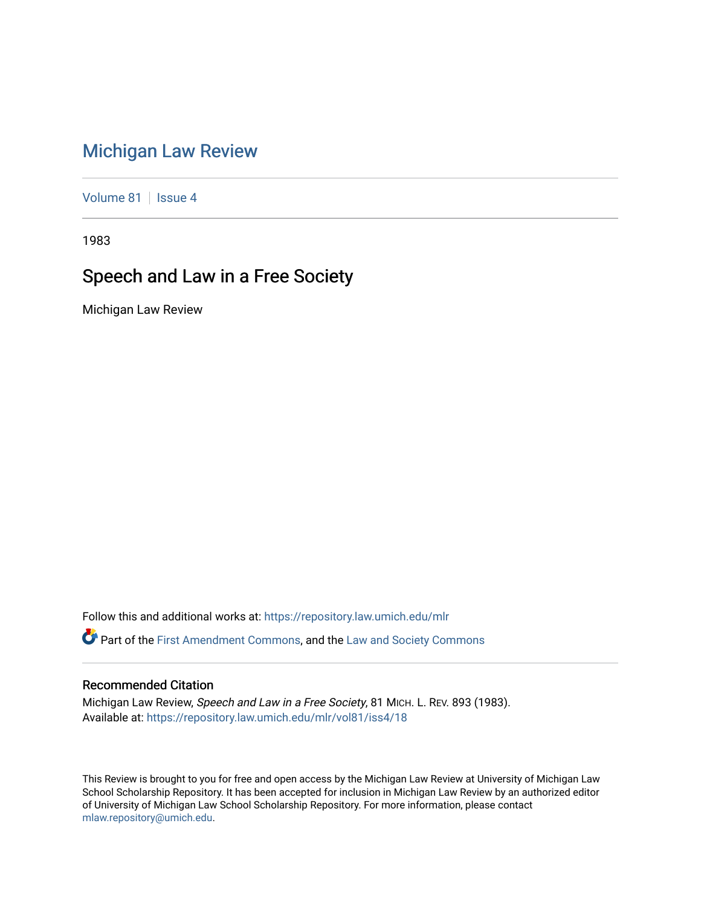# Michigan Law Review

Volume 81 | Issue 4

1983

## Speech and Law in a Free Society

Michigan Law Review

Follow this and additional works at: https://repository.law.umich.edu/mlr

Part of the First Amendment Commons, and the Law and Society Commons

### Recommended Citation

Michigan Law Review, *Speech and Law in a Free Society*, 81 MICH. L. REV. 893 (1983).
Available at: https://repository.law.umich.edu/mlr/vol81/iss4/18

This Review is brought to you for free and open access by the Michigan Law Review at University of Michigan Law School Scholarship Repository. It has been accepted for inclusion in Michigan Law Review by an authorized editor of University of Michigan Law School Scholarship Repository. For more information, please contact mlaw.repository@umich.edu.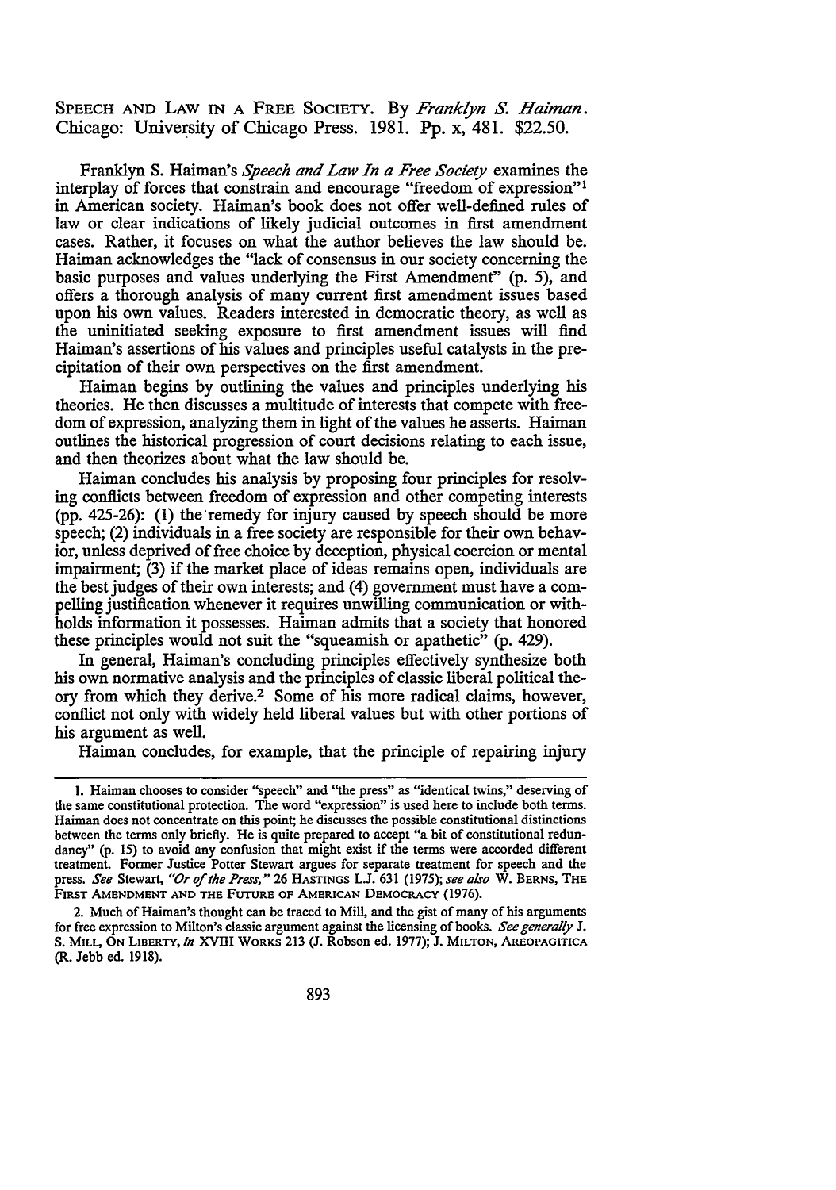SPEECH AND LAW IN A FREE SOCIETY. By *Franklyn S. Haiman*. Chicago: University of Chicago Press. 1981. Pp. x, 481. $22.50.

Franklyn S. Haiman's *Speech and Law In a Free Society* examines the interplay of forces that constrain and encourage "freedom of expression"[1] in American society. Haiman's book does not offer well-defined rules of law or clear indications of likely judicial outcomes in first amendment cases. Rather, it focuses on what the author believes the law should be. Haiman acknowledges the "lack of consensus in our society concerning the basic purposes and values underlying the First Amendment" (p. 5), and offers a thorough analysis of many current first amendment issues based upon his own values. Readers interested in democratic theory, as well as the uninitiated seeking exposure to first amendment issues will find Haiman's assertions of his values and principles useful catalysts in the precipitation of their own perspectives on the first amendment.

Haiman begins by outlining the values and principles underlying his theories. He then discusses a multitude of interests that compete with freedom of expression, analyzing them in light of the values he asserts. Haiman outlines the historical progression of court decisions relating to each issue, and then theorizes about what the law should be.

Haiman concludes his analysis by proposing four principles for resolving conflicts between freedom of expression and other competing interests (pp. 425-26): (1) the remedy for injury caused by speech should be more speech; (2) individuals in a free society are responsible for their own behavior, unless deprived of free choice by deception, physical coercion or mental impairment; (3) if the market place of ideas remains open, individuals are the best judges of their own interests; and (4) government must have a compelling justification whenever it requires unwilling communication or withholds information it possesses. Haiman admits that a society that honored these principles would not suit the "squeamish or apathetic" (p. 429).

In general, Haiman's concluding principles effectively synthesize both his own normative analysis and the principles of classic liberal political theory from which they derive.[2] Some of his more radical claims, however, conflict not only with widely held liberal values but with other portions of his argument as well.

Haiman concludes, for example, that the principle of repairing injury

---

1. Haiman chooses to consider "speech" and "the press" as "identical twins," deserving of the same constitutional protection. The word "expression" is used here to include both terms. Haiman does not concentrate on this point; he discusses the possible constitutional distinctions between the terms only briefly. He is quite prepared to accept "a bit of constitutional redundancy" (p. 15) to avoid any confusion that might exist if the terms were accorded different treatment. Former Justice Potter Stewart argues for separate treatment for speech and the press. *See* Stewart, *"Or of the Press,"* 26 HASTINGS L.J. 631 (1975); *see also* W. BERNS, THE FIRST AMENDMENT AND THE FUTURE OF AMERICAN DEMOCRACY (1976).

2. Much of Haiman's thought can be traced to Mill, and the gist of many of his arguments for free expression to Milton's classic argument against the licensing of books. *See generally* J. S. MILL, ON LIBERTY, *in* XVIII WORKS 213 (J. Robson ed. 1977); J. MILTON, AREOPAGITICA (R. Jebb ed. 1918).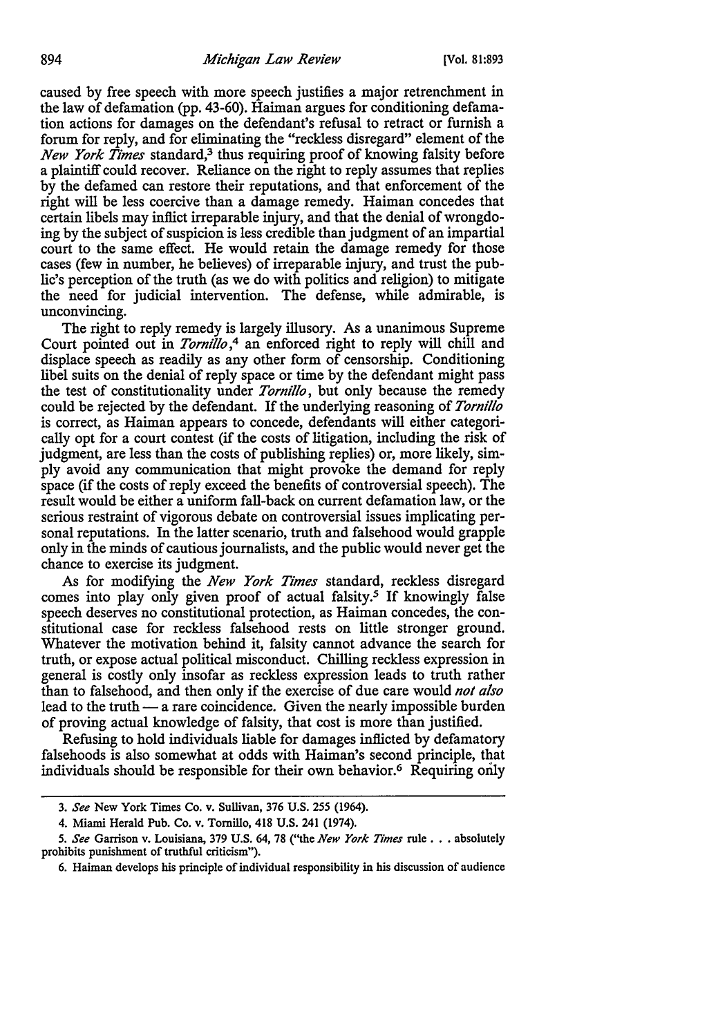caused by free speech with more speech justifies a major retrenchment in the law of defamation (pp. 43-60). Haiman argues for conditioning defamation actions for damages on the defendant's refusal to retract or furnish a forum for reply, and for eliminating the "reckless disregard" element of the *New York Times* standard,[3] thus requiring proof of knowing falsity before a plaintiff could recover. Reliance on the right to reply assumes that replies by the defamed can restore their reputations, and that enforcement of the right will be less coercive than a damage remedy. Haiman concedes that certain libels may inflict irreparable injury, and that the denial of wrongdoing by the subject of suspicion is less credible than judgment of an impartial court to the same effect. He would retain the damage remedy for those cases (few in number, he believes) of irreparable injury, and trust the public's perception of the truth (as we do with politics and religion) to mitigate the need for judicial intervention. The defense, while admirable, is unconvincing.

The right to reply remedy is largely illusory. As a unanimous Supreme Court pointed out in *Tornillo*,[4] an enforced right to reply will chill and displace speech as readily as any other form of censorship. Conditioning libel suits on the denial of reply space or time by the defendant might pass the test of constitutionality under *Tornillo*, but only because the remedy could be rejected by the defendant. If the underlying reasoning of *Tornillo* is correct, as Haiman appears to concede, defendants will either categorically opt for a court contest (if the costs of litigation, including the risk of judgment, are less than the costs of publishing replies) or, more likely, simply avoid any communication that might provoke the demand for reply space (if the costs of reply exceed the benefits of controversial speech). The result would be either a uniform fall-back on current defamation law, or the serious restraint of vigorous debate on controversial issues implicating personal reputations. In the latter scenario, truth and falsehood would grapple only in the minds of cautious journalists, and the public would never get the chance to exercise its judgment.

As for modifying the *New York Times* standard, reckless disregard comes into play only given proof of actual falsity.[5] If knowingly false speech deserves no constitutional protection, as Haiman concedes, the constitutional case for reckless falsehood rests on little stronger ground. Whatever the motivation behind it, falsity cannot advance the search for truth, or expose actual political misconduct. Chilling reckless expression in general is costly only insofar as reckless expression leads to truth rather than to falsehood, and then only if the exercise of due care would *not also* lead to the truth — a rare coincidence. Given the nearly impossible burden of proving actual knowledge of falsity, that cost is more than justified.

Refusing to hold individuals liable for damages inflicted by defamatory falsehoods is also somewhat at odds with Haiman's second principle, that individuals should be responsible for their own behavior.[6] Requiring only

---

3. *See* New York Times Co. v. Sullivan, 376 U.S. 255 (1964).

4. Miami Herald Pub. Co. v. Tornillo, 418 U.S. 241 (1974).

5. *See* Garrison v. Louisiana, 379 U.S. 64, 78 ("the *New York Times* rule . . . absolutely prohibits punishment of truthful criticism").

6. Haiman develops his principle of individual responsibility in his discussion of audience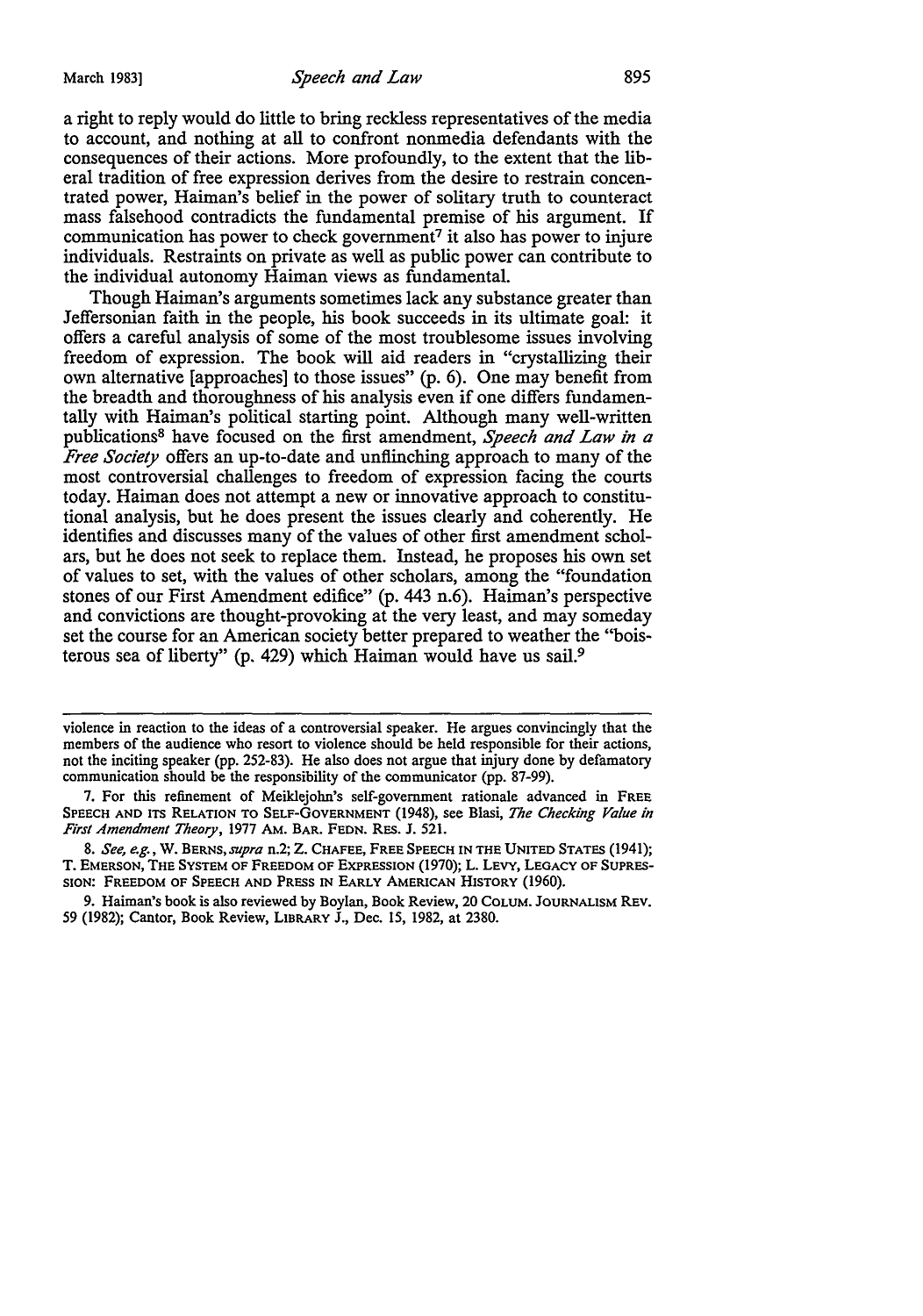a right to reply would do little to bring reckless representatives of the media to account, and nothing at all to confront nonmedia defendants with the consequences of their actions. More profoundly, to the extent that the liberal tradition of free expression derives from the desire to restrain concentrated power, Haiman's belief in the power of solitary truth to counteract mass falsehood contradicts the fundamental premise of his argument. If communication has power to check government[7] it also has power to injure individuals. Restraints on private as well as public power can contribute to the individual autonomy Haiman views as fundamental.

Though Haiman's arguments sometimes lack any substance greater than Jeffersonian faith in the people, his book succeeds in its ultimate goal: it offers a careful analysis of some of the most troublesome issues involving freedom of expression. The book will aid readers in "crystallizing their own alternative [approaches] to those issues" (p. 6). One may benefit from the breadth and thoroughness of his analysis even if one differs fundamentally with Haiman's political starting point. Although many well-written publications[8] have focused on the first amendment, *Speech and Law in a Free Society* offers an up-to-date and unflinching approach to many of the most controversial challenges to freedom of expression facing the courts today. Haiman does not attempt a new or innovative approach to constitutional analysis, but he does present the issues clearly and coherently. He identifies and discusses many of the values of other first amendment scholars, but he does not seek to replace them. Instead, he proposes his own set of values to set, with the values of other scholars, among the "foundation stones of our First Amendment edifice" (p. 443 n.6). Haiman's perspective and convictions are thought-provoking at the very least, and may someday set the course for an American society better prepared to weather the "boisterous sea of liberty" (p. 429) which Haiman would have us sail.[9]

---

violence in reaction to the ideas of a controversial speaker. He argues convincingly that the members of the audience who resort to violence should be held responsible for their actions, not the inciting speaker (pp. 252-83). He also does not argue that injury done by defamatory communication should be the responsibility of the communicator (pp. 87-99).

7. For this refinement of Meiklejohn's self-government rationale advanced in FREE SPEECH AND ITS RELATION TO SELF-GOVERNMENT (1948), see Blasi, *The Checking Value in First Amendment Theory*, 1977 AM. BAR. FEDN. RES. J. 521.

8. *See, e.g.*, W. BERNS, *supra* n.2; Z. CHAFEE, FREE SPEECH IN THE UNITED STATES (1941); T. EMERSON, THE SYSTEM OF FREEDOM OF EXPRESSION (1970); L. LEVY, LEGACY OF SUPRESSION: FREEDOM OF SPEECH AND PRESS IN EARLY AMERICAN HISTORY (1960).

9. Haiman's book is also reviewed by Boylan, Book Review, 20 COLUM. JOURNALISM REV. 59 (1982); Cantor, Book Review, LIBRARY J., Dec. 15, 1982, at 2380.